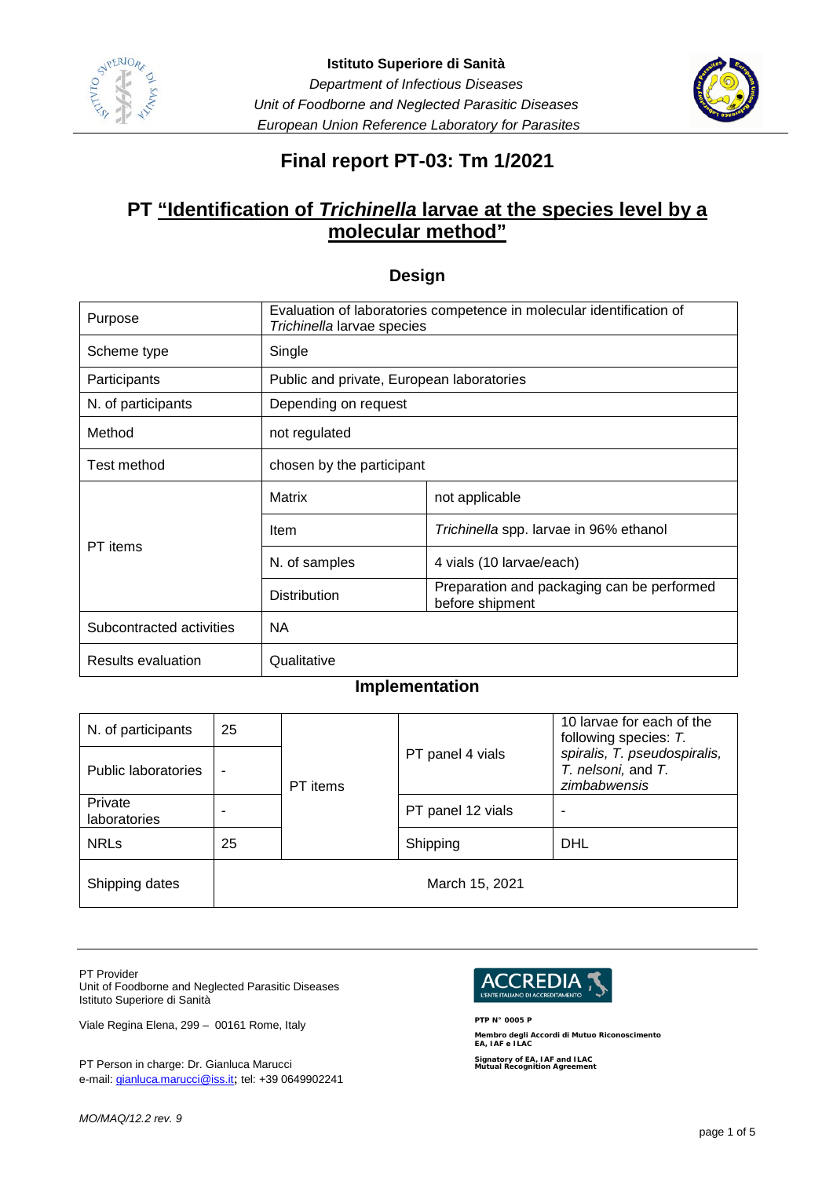**Istituto Superiore di Sanità**
*Department of Infectious Diseases*
*Unit of Foodborne and Neglected Parasitic Diseases*
*European Union Reference Laboratory for Parasites*

# Final report PT-03: Tm 1/2021

## PT "Identification of *Trichinella* larvae at the species level by a molecular method"

### Design

| | | |
|---|---|---|
| Purpose | Evaluation of laboratories competence in molecular identification of *Trichinella* larvae species | |
| Scheme type | Single | |
| Participants | Public and private, European laboratories | |
| N. of participants | Depending on request | |
| Method | not regulated | |
| Test method | chosen by the participant | |
| PT items | Matrix | not applicable |
| | Item | *Trichinella* spp. larvae in 96% ethanol |
| | N. of samples | 4 vials (10 larvae/each) |
| | Distribution | Preparation and packaging can be performed before shipment |
| Subcontracted activities | NA | |
| Results evaluation | Qualitative | |

### Implementation

| | | | | |
|---|---|---|---|---|
| N. of participants | 25 | PT items | PT panel 4 vials | 10 larvae for each of the following species: *T. spiralis, T. pseudospiralis, T. nelsoni,* and *T. zimbabwensis* |
| Public laboratories | - | | | |
| Private laboratories | - | | PT panel 12 vials | - |
| NRLs | 25 | | Shipping | DHL |
| Shipping dates | March 15, 2021 | | | |

PT Provider
Unit of Foodborne and Neglected Parasitic Diseases
Istituto Superiore di Sanità

Viale Regina Elena, 299 – 00161 Rome, Italy

PT Person in charge: Dr. Gianluca Marucci
e-mail: gianluca.marucci@iss.it; tel: +39 0649902241

ACCREDIA L'ENTE ITALIANO DI ACCREDITAMENTO
PTP N° 0005 P
Membro degli Accordi di Mutuo Riconoscimento EA, IAF e ILAC
Signatory of EA, IAF and ILAC Mutual Recognition Agreement

*MO/MAQ/12.2 rev. 9*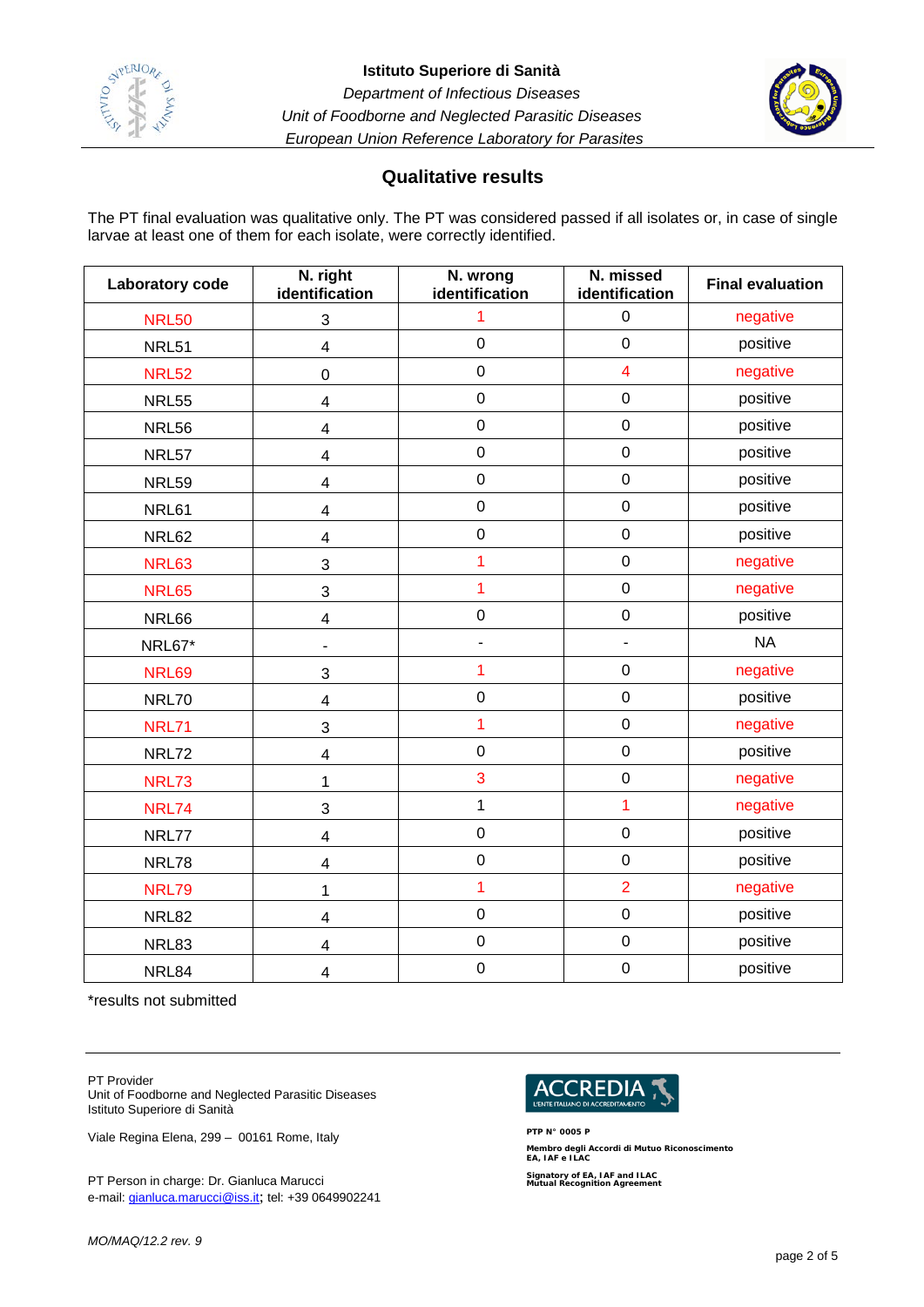## Qualitative results

The PT final evaluation was qualitative only. The PT was considered passed if all isolates or, in case of single larvae at least one of them for each isolate, were correctly identified.

| Laboratory code | N. right identification | N. wrong identification | N. missed identification | Final evaluation |
|---|---|---|---|---|
| NRL50 | 3 | 1 | 0 | negative |
| NRL51 | 4 | 0 | 0 | positive |
| NRL52 | 0 | 0 | 4 | negative |
| NRL55 | 4 | 0 | 0 | positive |
| NRL56 | 4 | 0 | 0 | positive |
| NRL57 | 4 | 0 | 0 | positive |
| NRL59 | 4 | 0 | 0 | positive |
| NRL61 | 4 | 0 | 0 | positive |
| NRL62 | 4 | 0 | 0 | positive |
| NRL63 | 3 | 1 | 0 | negative |
| NRL65 | 3 | 1 | 0 | negative |
| NRL66 | 4 | 0 | 0 | positive |
| NRL67* | - | - | - | NA |
| NRL69 | 3 | 1 | 0 | negative |
| NRL70 | 4 | 0 | 0 | positive |
| NRL71 | 3 | 1 | 0 | negative |
| NRL72 | 4 | 0 | 0 | positive |
| NRL73 | 1 | 3 | 0 | negative |
| NRL74 | 3 | 1 | 1 | negative |
| NRL77 | 4 | 0 | 0 | positive |
| NRL78 | 4 | 0 | 0 | positive |
| NRL79 | 1 | 1 | 2 | negative |
| NRL82 | 4 | 0 | 0 | positive |
| NRL83 | 4 | 0 | 0 | positive |
| NRL84 | 4 | 0 | 0 | positive |

*results not submitted

PT Provider
Unit of Foodborne and Neglected Parasitic Diseases
Istituto Superiore di Sanità

Viale Regina Elena, 299 – 00161 Rome, Italy

PT Person in charge: Dr. Gianluca Marucci
e-mail: gianluca.marucci@iss.it; tel: +39 0649902241

ACCREDIA L'ENTE ITALIANO DI ACCREDITAMENTO

PTP N° 0005 P

Membro degli Accordi di Mutuo Riconoscimento EA, IAF e ILAC

Signatory of EA, IAF and ILAC Mutual Recognition Agreement

MO/MAQ/12.2 rev. 9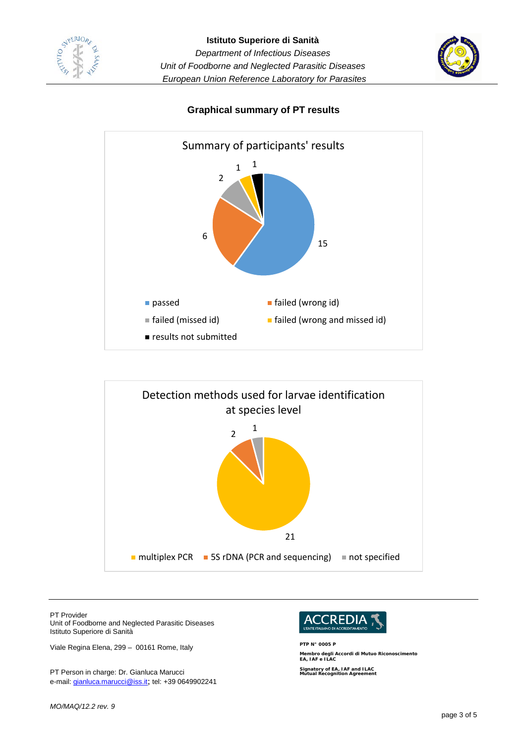## Graphical summary of PT results

**Summary of participants' results**

- passed: 15
- failed (wrong id): 6
- failed (missed id): 2
- failed (wrong and missed id): 1
- results not submitted: 1

**Detection methods used for larvae identification at species level**

- multiplex PCR: 21
- 5S rDNA (PCR and sequencing): 2
- not specified: 1

PT Provider
Unit of Foodborne and Neglected Parasitic Diseases
Istituto Superiore di Sanità

Viale Regina Elena, 299 – 00161 Rome, Italy

PT Person in charge: Dr. Gianluca Marucci
e-mail: gianluca.marucci@iss.it; tel: +39 0649902241

ACCREDIA
L'ENTE ITALIANO DI ACCREDITAMENTO

PTP N° 0005 P

Membro degli Accordi di Mutuo Riconoscimento EA, IAF e ILAC

Signatory of EA, IAF and ILAC Mutual Recognition Agreement

*MO/MAQ/12.2 rev. 9*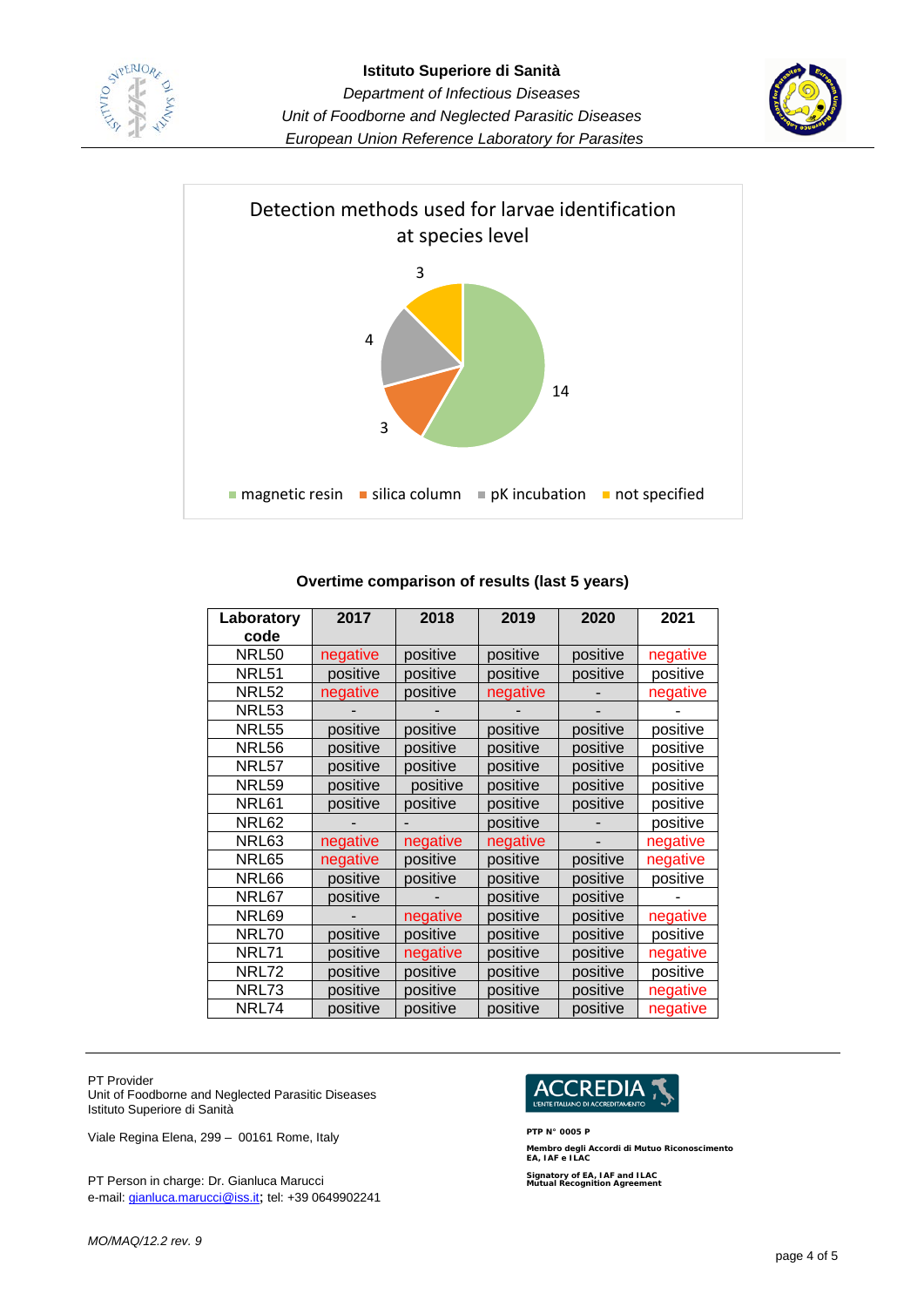Detection methods used for larvae identification at species level

- magnetic resin: 14
- silica column: 3
- pK incubation: 4
- not specified: 3

**Overtime comparison of results (last 5 years)**

| Laboratory code | 2017 | 2018 | 2019 | 2020 | 2021 |
|---|---|---|---|---|---|
| NRL50 | negative | positive | positive | positive | negative |
| NRL51 | positive | positive | positive | positive | positive |
| NRL52 | negative | positive | negative | - | negative |
| NRL53 | - | - | - | - | - |
| NRL55 | positive | positive | positive | positive | positive |
| NRL56 | positive | positive | positive | positive | positive |
| NRL57 | positive | positive | positive | positive | positive |
| NRL59 | positive | positive | positive | positive | positive |
| NRL61 | positive | positive | positive | positive | positive |
| NRL62 | - | - | positive | - | positive |
| NRL63 | negative | negative | negative | - | negative |
| NRL65 | negative | positive | positive | positive | negative |
| NRL66 | positive | positive | positive | positive | positive |
| NRL67 | positive | - | positive | positive | - |
| NRL69 | - | negative | positive | positive | negative |
| NRL70 | positive | positive | positive | positive | positive |
| NRL71 | positive | negative | positive | positive | negative |
| NRL72 | positive | positive | positive | positive | positive |
| NRL73 | positive | positive | positive | positive | negative |
| NRL74 | positive | positive | positive | positive | negative |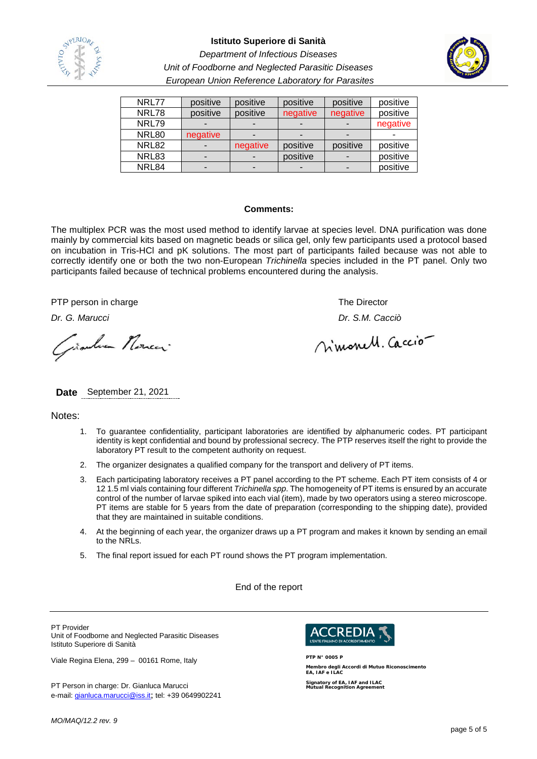| | | | | | |
|---|---|---|---|---|---|
| NRL77 | positive | positive | positive | positive | positive |
| NRL78 | positive | positive | negative | negative | positive |
| NRL79 | - | - | - | - | negative |
| NRL80 | negative | - | - | - | - |
| NRL82 | - | negative | positive | positive | positive |
| NRL83 | - | - | positive | - | positive |
| NRL84 | - | - | - | - | positive |

**Comments:**

The multiplex PCR was the most used method to identify larvae at species level. DNA purification was done mainly by commercial kits based on magnetic beads or silica gel, only few participants used a protocol based on incubation in Tris-HCl and pK solutions. The most part of participants failed because was not able to correctly identify one or both the two non-European *Trichinella* species included in the PT panel. Only two participants failed because of technical problems encountered during the analysis.

PTP person in charge

*Dr. G. Marucci*

The Director

*Dr. S.M. Cacciò*

**Date** September 21, 2021

Notes:

1. To guarantee confidentiality, participant laboratories are identified by alphanumeric codes. PT participant identity is kept confidential and bound by professional secrecy. The PTP reserves itself the right to provide the laboratory PT result to the competent authority on request.
2. The organizer designates a qualified company for the transport and delivery of PT items.
3. Each participating laboratory receives a PT panel according to the PT scheme. Each PT item consists of 4 or 12 1.5 ml vials containing four different *Trichinella spp*. The homogeneity of PT items is ensured by an accurate control of the number of larvae spiked into each vial (item), made by two operators using a stereo microscope. PT items are stable for 5 years from the date of preparation (corresponding to the shipping date), provided that they are maintained in suitable conditions.
4. At the beginning of each year, the organizer draws up a PT program and makes it known by sending an email to the NRLs.
5. The final report issued for each PT round shows the PT program implementation.

End of the report

PT Provider
Unit of Foodborne and Neglected Parasitic Diseases
Istituto Superiore di Sanità

Viale Regina Elena, 299 – 00161 Rome, Italy

PT Person in charge: Dr. Gianluca Marucci
e-mail: gianluca.marucci@iss.it; tel: +39 0649902241

ACCREDIA L'ENTE ITALIANO DI ACCREDITAMENTO

PTP N° 0005 P

Membro degli Accordi di Mutuo Riconoscimento EA, IAF e ILAC

Signatory of EA, IAF and ILAC Mutual Recognition Agreement

MO/MAQ/12.2 rev. 9